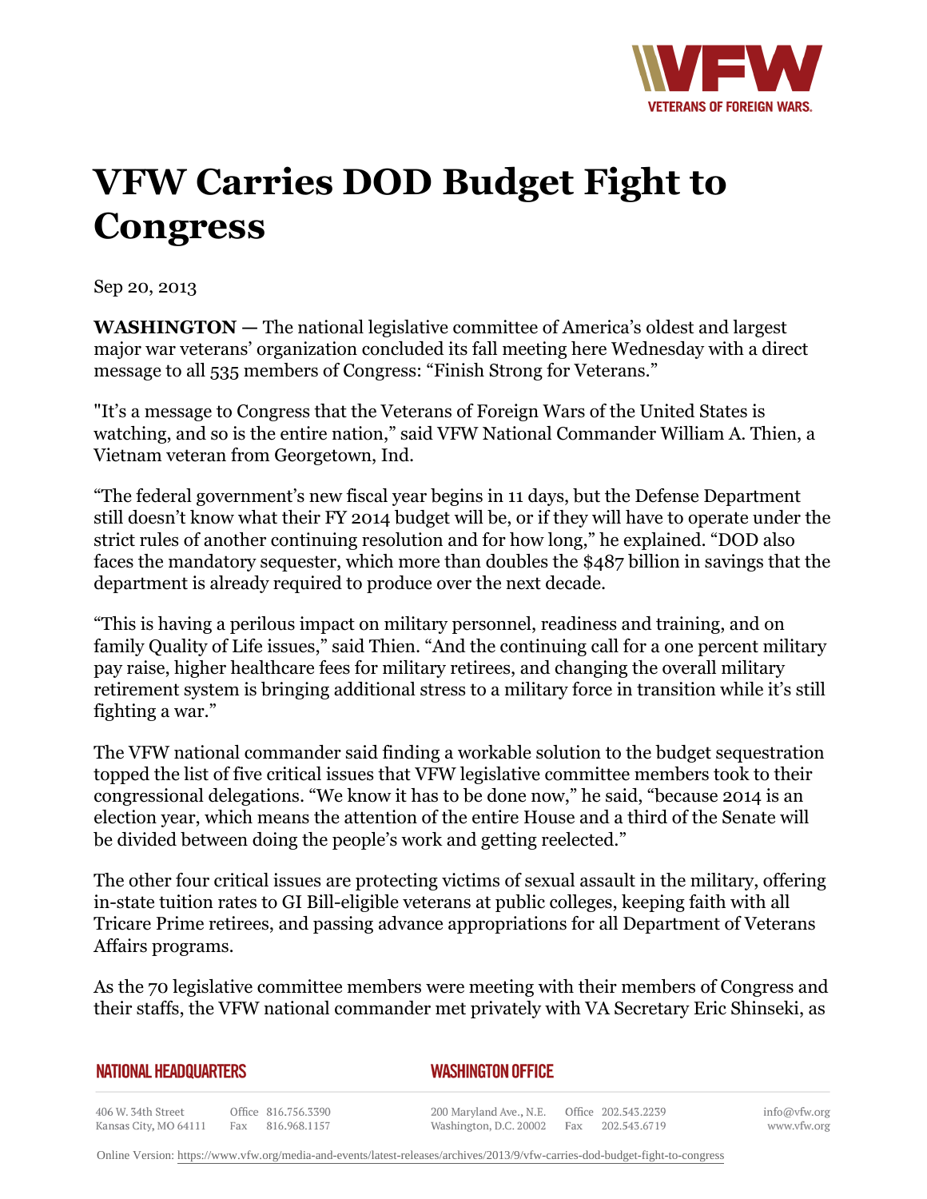# VFW Carries DOD Budget Fight to Congress

Sep 20, 2013

**WASHINGTON —** The national legislative committee of America's oldest and largest major war veterans' organization concluded its fall meeting here Wednesday with a direct message to all 535 members of Congress: "Finish Strong for Veterans."

"It's a message to Congress that the Veterans of Foreign Wars of the United States is watching, and so is the entire nation," said VFW National Commander William A. Thien, a Vietnam veteran from Georgetown, Ind.

"The federal government's new fiscal year begins in 11 days, but the Defense Department still doesn't know what their FY 2014 budget will be, or if they will have to operate under the strict rules of another continuing resolution and for how long," he explained. "DOD also faces the mandatory sequester, which more than doubles the $487 billion in savings that the department is already required to produce over the next decade.

"This is having a perilous impact on military personnel, readiness and training, and on family Quality of Life issues," said Thien. "And the continuing call for a one percent military pay raise, higher healthcare fees for military retirees, and changing the overall military retirement system is bringing additional stress to a military force in transition while it's still fighting a war."

The VFW national commander said finding a workable solution to the budget sequestration topped the list of five critical issues that VFW legislative committee members took to their congressional delegations. "We know it has to be done now," he said, "because 2014 is an election year, which means the attention of the entire House and a third of the Senate will be divided between doing the people's work and getting reelected."

The other four critical issues are protecting victims of sexual assault in the military, offering in-state tuition rates to GI Bill-eligible veterans at public colleges, keeping faith with all Tricare Prime retirees, and passing advance appropriations for all Department of Veterans Affairs programs.

As the 70 legislative committee members were meeting with their members of Congress and their staffs, the VFW national commander met privately with VA Secretary Eric Shinseki, as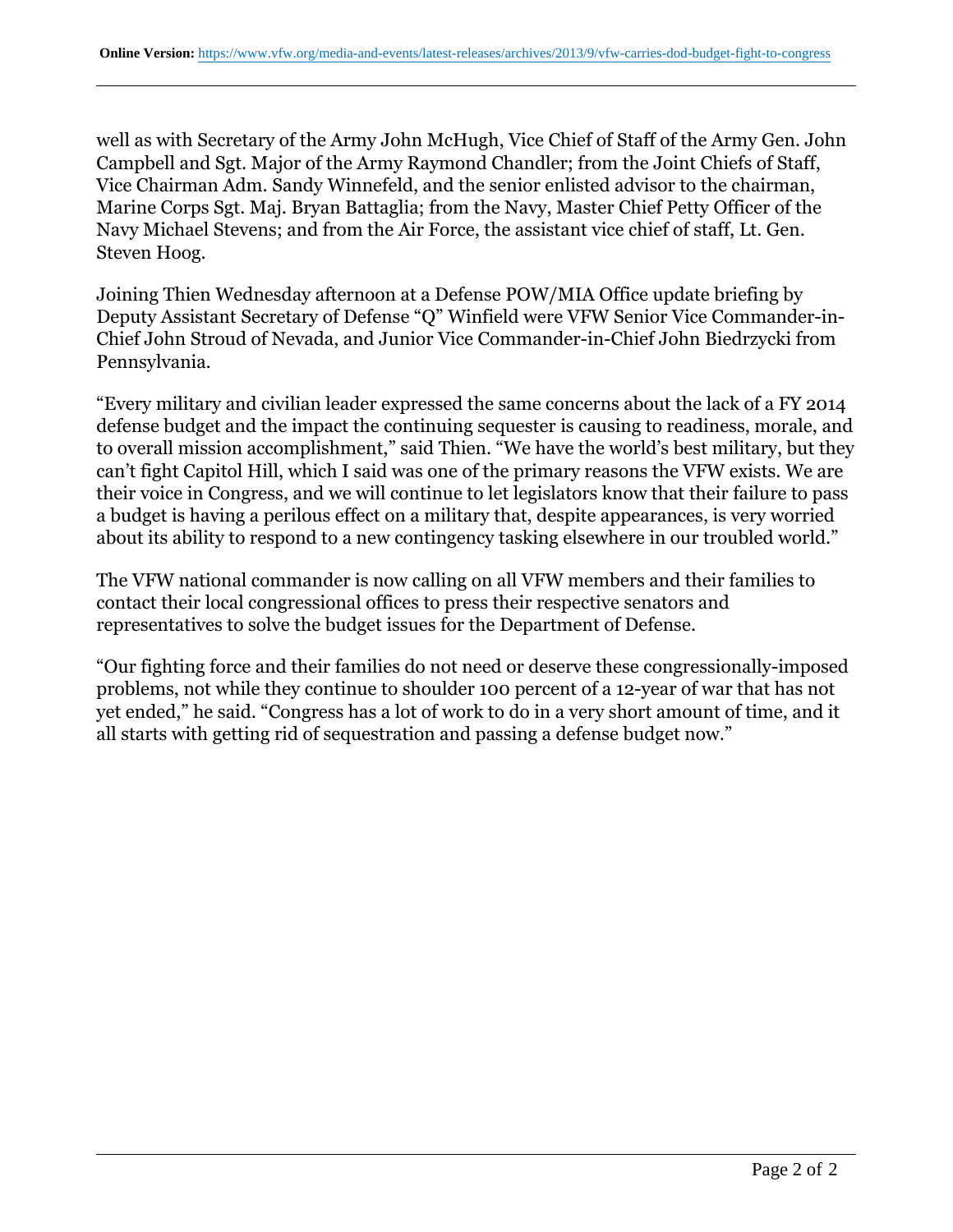well as with Secretary of the Army John McHugh, Vice Chief of Staff of the Army Gen. John Campbell and Sgt. Major of the Army Raymond Chandler; from the Joint Chiefs of Staff, Vice Chairman Adm. Sandy Winnefeld, and the senior enlisted advisor to the chairman, Marine Corps Sgt. Maj. Bryan Battaglia; from the Navy, Master Chief Petty Officer of the Navy Michael Stevens; and from the Air Force, the assistant vice chief of staff, Lt. Gen. Steven Hoog.

Joining Thien Wednesday afternoon at a Defense POW/MIA Office update briefing by Deputy Assistant Secretary of Defense "Q" Winfield were VFW Senior Vice Commander-in-Chief John Stroud of Nevada, and Junior Vice Commander-in-Chief John Biedrzycki from Pennsylvania.

"Every military and civilian leader expressed the same concerns about the lack of a FY 2014 defense budget and the impact the continuing sequester is causing to readiness, morale, and to overall mission accomplishment," said Thien. "We have the world's best military, but they can't fight Capitol Hill, which I said was one of the primary reasons the VFW exists. We are their voice in Congress, and we will continue to let legislators know that their failure to pass a budget is having a perilous effect on a military that, despite appearances, is very worried about its ability to respond to a new contingency tasking elsewhere in our troubled world."

The VFW national commander is now calling on all VFW members and their families to contact their local congressional offices to press their respective senators and representatives to solve the budget issues for the Department of Defense.

"Our fighting force and their families do not need or deserve these congressionally-imposed problems, not while they continue to shoulder 100 percent of a 12-year of war that has not yet ended," he said. "Congress has a lot of work to do in a very short amount of time, and it all starts with getting rid of sequestration and passing a defense budget now."